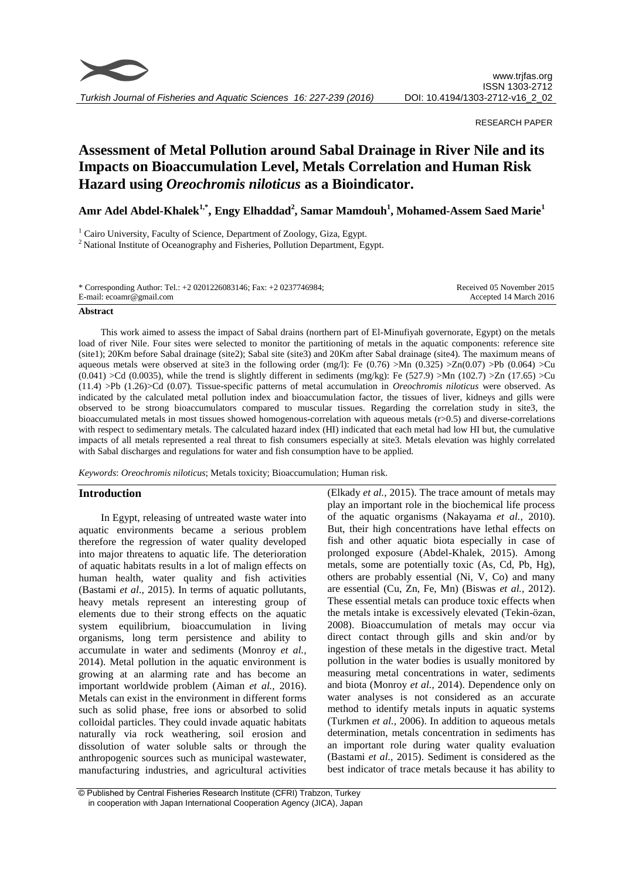RESEARCH PAPER

# Assessment of Metal Pollution around Sabal Drainage in River Nile and its Impacts on Bioaccumulation Level, Metals Correlation and Human Risk Hazard using *Oreochromis niloticus* as a Bioindicator.

**Amr Adel Abdel-Khalek[1,*], Engy Elhaddad[2], Samar Mamdouh[1], Mohamed-Assem Saed Marie[1]**

[1] Cairo University, Faculty of Science, Department of Zoology, Giza, Egypt.

[2] National Institute of Oceanography and Fisheries, Pollution Department, Egypt.

\* Corresponding Author: Tel.: +2 0201226083146; Fax: +2 0237746984; E-mail: ecoamr@gmail.com

Received 05 November 2015
Accepted 14 March 2016

## Abstract

This work aimed to assess the impact of Sabal drains (northern part of El-Minufiyah governorate, Egypt) on the metals load of river Nile. Four sites were selected to monitor the partitioning of metals in the aquatic components: reference site (site1); 20Km before Sabal drainage (site2); Sabal site (site3) and 20Km after Sabal drainage (site4). The maximum means of aqueous metals were observed at site3 in the following order (mg/l): Fe (0.76) >Mn (0.325) >Zn(0.07) >Pb (0.064) >Cu (0.041) >Cd (0.0035), while the trend is slightly different in sediments (mg/kg): Fe (527.9) >Mn (102.7) >Zn (17.65) >Cu (11.4) >Pb (1.26)>Cd (0.07). Tissue-specific patterns of metal accumulation in *Oreochromis niloticus* were observed. As indicated by the calculated metal pollution index and bioaccumulation factor, the tissues of liver, kidneys and gills were observed to be strong bioaccumulators compared to muscular tissues. Regarding the correlation study in site3, the bioaccumulated metals in most tissues showed homogenous-correlation with aqueous metals (r>0.5) and diverse-correlations with respect to sedimentary metals. The calculated hazard index (HI) indicated that each metal had low HI but, the cumulative impacts of all metals represented a real threat to fish consumers especially at site3. Metals elevation was highly correlated with Sabal discharges and regulations for water and fish consumption have to be applied.

*Keywords*: *Oreochromis niloticus*; Metals toxicity; Bioaccumulation; Human risk.

## Introduction

In Egypt, releasing of untreated waste water into aquatic environments became a serious problem therefore the regression of water quality developed into major threatens to aquatic life. The deterioration of aquatic habitats results in a lot of malign effects on human health, water quality and fish activities (Bastami *et al*., 2015). In terms of aquatic pollutants, heavy metals represent an interesting group of elements due to their strong effects on the aquatic system equilibrium, bioaccumulation in living organisms, long term persistence and ability to accumulate in water and sediments (Monroy *et al.,* 2014). Metal pollution in the aquatic environment is growing at an alarming rate and has become an important worldwide problem (Aiman *et al.,* 2016). Metals can exist in the environment in different forms such as solid phase, free ions or absorbed to solid colloidal particles. They could invade aquatic habitats naturally via rock weathering, soil erosion and dissolution of water soluble salts or through the anthropogenic sources such as municipal wastewater, manufacturing industries, and agricultural activities (Elkady *et al.,* 2015). The trace amount of metals may play an important role in the biochemical life process of the aquatic organisms (Nakayama *et al.,* 2010). But, their high concentrations have lethal effects on fish and other aquatic biota especially in case of prolonged exposure (Abdel-Khalek, 2015). Among metals, some are potentially toxic (As, Cd, Pb, Hg), others are probably essential (Ni, V, Co) and many are essential (Cu, Zn, Fe, Mn) (Biswas *et al.,* 2012). These essential metals can produce toxic effects when the metals intake is excessively elevated (Tekin-özan, 2008). Bioaccumulation of metals may occur via direct contact through gills and skin and/or by ingestion of these metals in the digestive tract. Metal pollution in the water bodies is usually monitored by measuring metal concentrations in water, sediments and biota (Monroy *et al.,* 2014). Dependence only on water analyses is not considered as an accurate method to identify metals inputs in aquatic systems (Turkmen *et al.,* 2006). In addition to aqueous metals determination, metals concentration in sediments has an important role during water quality evaluation (Bastami *et al.,* 2015). Sediment is considered as the best indicator of trace metals because it has ability to

© Published by Central Fisheries Research Institute (CFRI) Trabzon, Turkey in cooperation with Japan International Cooperation Agency (JICA), Japan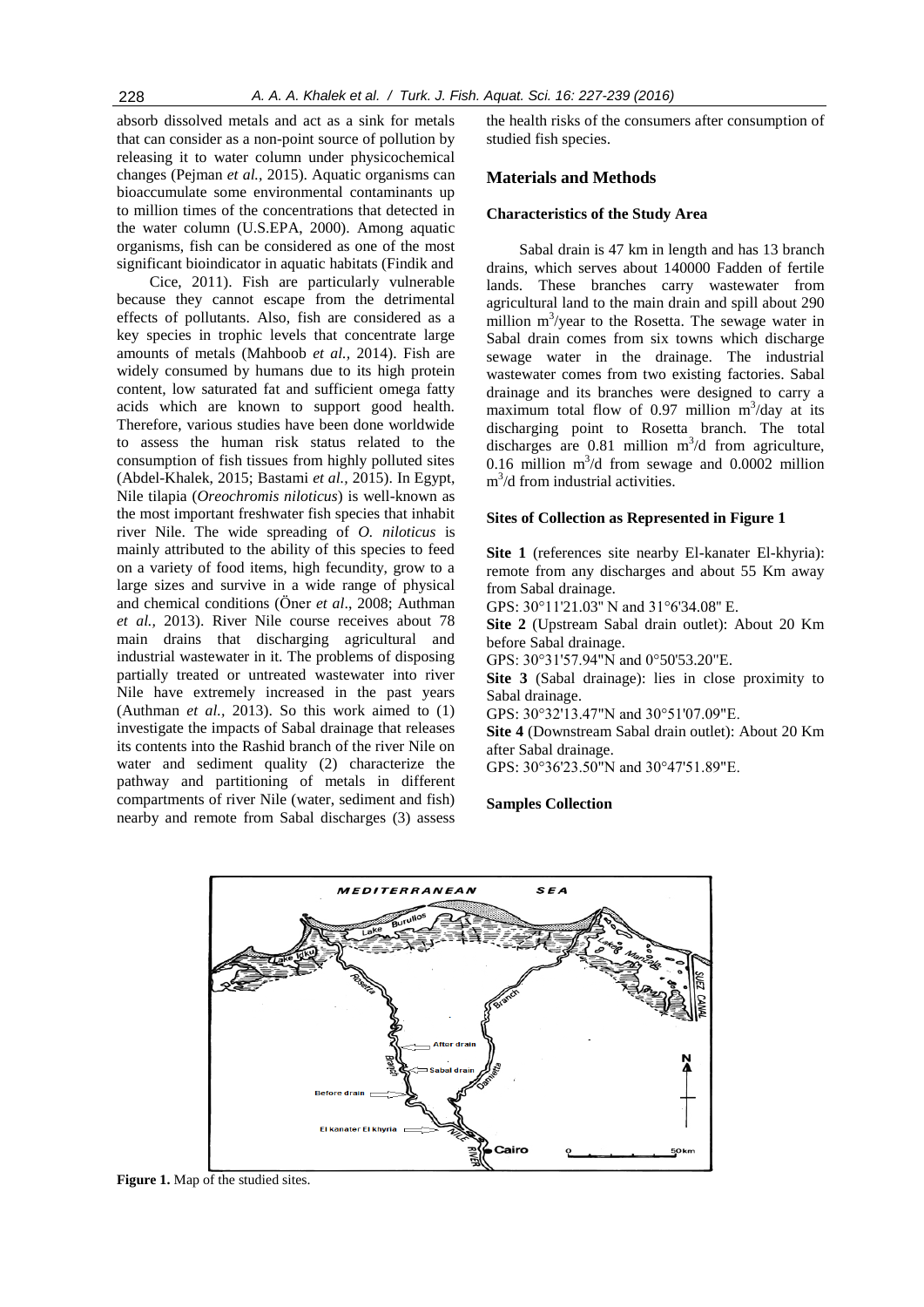absorb dissolved metals and act as a sink for metals that can consider as a non-point source of pollution by releasing it to water column under physicochemical changes (Pejman *et al.*, 2015). Aquatic organisms can bioaccumulate some environmental contaminants up to million times of the concentrations that detected in the water column (U.S.EPA, 2000). Among aquatic organisms, fish can be considered as one of the most significant bioindicator in aquatic habitats (Findik and Cice, 2011). Fish are particularly vulnerable because they cannot escape from the detrimental effects of pollutants. Also, fish are considered as a key species in trophic levels that concentrate large amounts of metals (Mahboob *et al.,* 2014). Fish are widely consumed by humans due to its high protein content, low saturated fat and sufficient omega fatty acids which are known to support good health. Therefore, various studies have been done worldwide to assess the human risk status related to the consumption of fish tissues from highly polluted sites (Abdel-Khalek, 2015; Bastami *et al.*, 2015). In Egypt, Nile tilapia (*Oreochromis niloticus*) is well-known as the most important freshwater fish species that inhabit river Nile. The wide spreading of *O. niloticus* is mainly attributed to the ability of this species to feed on a variety of food items, high fecundity, grow to a large sizes and survive in a wide range of physical and chemical conditions (Öner *et al*., 2008; Authman *et al.,* 2013). River Nile course receives about 78 main drains that discharging agricultural and industrial wastewater in it. The problems of disposing partially treated or untreated wastewater into river Nile have extremely increased in the past years (Authman *et al.,* 2013). So this work aimed to (1) investigate the impacts of Sabal drainage that releases its contents into the Rashid branch of the river Nile on water and sediment quality (2) characterize the pathway and partitioning of metals in different compartments of river Nile (water, sediment and fish) nearby and remote from Sabal discharges (3) assess the health risks of the consumers after consumption of studied fish species.

## Materials and Methods

### Characteristics of the Study Area

Sabal drain is 47 km in length and has 13 branch drains, which serves about 140000 Fadden of fertile lands. These branches carry wastewater from agricultural land to the main drain and spill about 290 million $m^3$/year to the Rosetta. The sewage water in Sabal drain comes from six towns which discharge sewage water in the drainage. The industrial wastewater comes from two existing factories. Sabal drainage and its branches were designed to carry a maximum total flow of 0.97 million $m^3$/day at its discharging point to Rosetta branch. The total discharges are 0.81 million $m^3$/d from agriculture, 0.16 million $m^3$/d from sewage and 0.0002 million $m^3$/d from industrial activities.

### Sites of Collection as Represented in Figure 1

**Site 1** (references site nearby El-kanater El-khyria): remote from any discharges and about 55 Km away from Sabal drainage.

GPS: 30°11'21.03" N and 31°6'34.08" E.

**Site 2** (Upstream Sabal drain outlet): About 20 Km before Sabal drainage.

GPS: 30°31'57.94"N and 0°50'53.20"E.

**Site 3** (Sabal drainage): lies in close proximity to Sabal drainage.

GPS: 30°32'13.47"N and 30°51'07.09"E.

**Site 4** (Downstream Sabal drain outlet): About 20 Km after Sabal drainage.

GPS: 30°36'23.50"N and 30°47'51.89"E.

### Samples Collection

**Figure 1.** Map of the studied sites.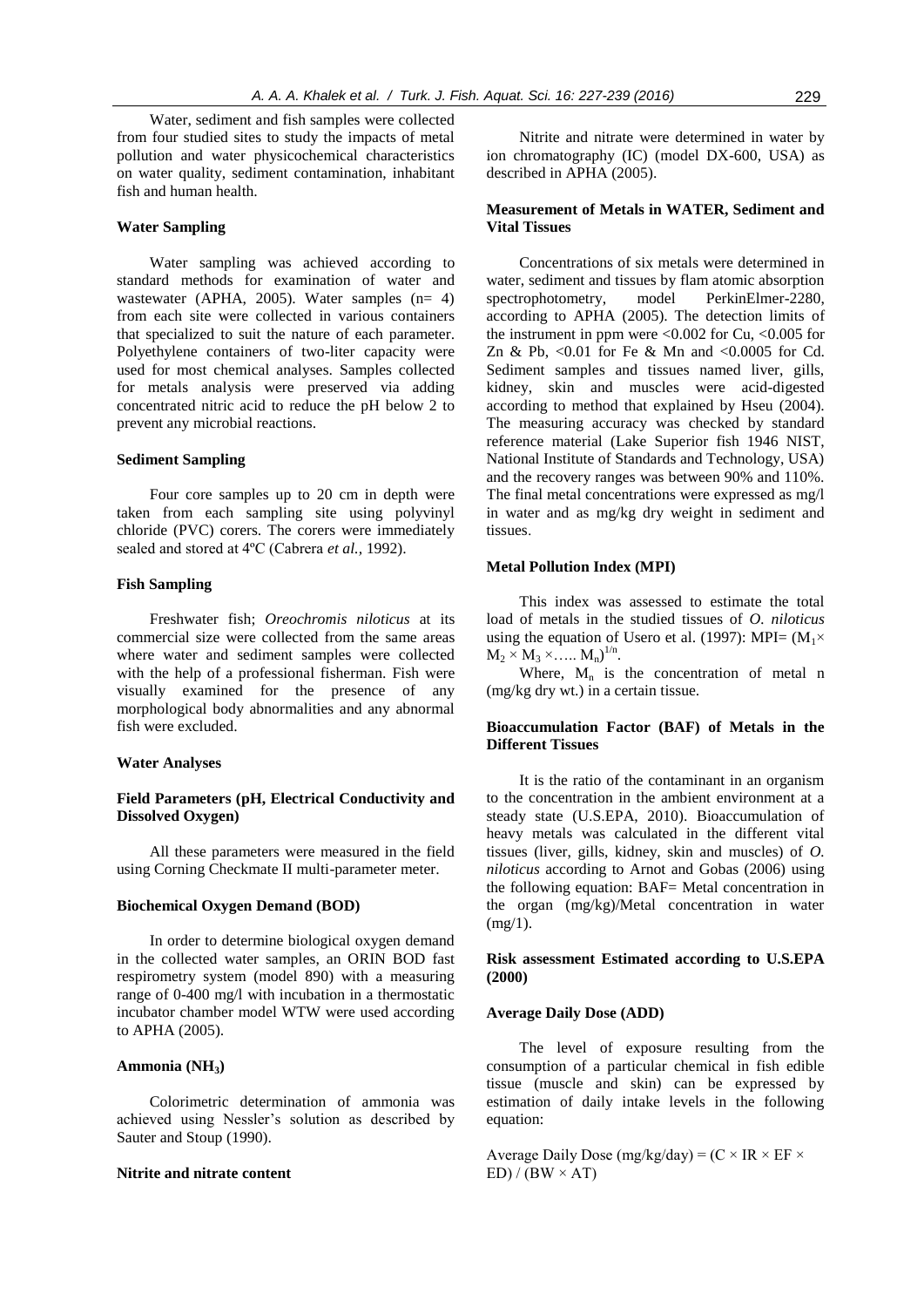Water, sediment and fish samples were collected from four studied sites to study the impacts of metal pollution and water physicochemical characteristics on water quality, sediment contamination, inhabitant fish and human health.

### Water Sampling

Water sampling was achieved according to standard methods for examination of water and wastewater (APHA, 2005). Water samples (n= 4) from each site were collected in various containers that specialized to suit the nature of each parameter. Polyethylene containers of two-liter capacity were used for most chemical analyses. Samples collected for metals analysis were preserved via adding concentrated nitric acid to reduce the pH below 2 to prevent any microbial reactions.

### Sediment Sampling

Four core samples up to 20 cm in depth were taken from each sampling site using polyvinyl chloride (PVC) corers. The corers were immediately sealed and stored at 4ºC (Cabrera *et al.,* 1992).

### Fish Sampling

Freshwater fish; *Oreochromis niloticus* at its commercial size were collected from the same areas where water and sediment samples were collected with the help of a professional fisherman. Fish were visually examined for the presence of any morphological body abnormalities and any abnormal fish were excluded.

### Water Analyses

### Field Parameters (pH, Electrical Conductivity and Dissolved Oxygen)

All these parameters were measured in the field using Corning Checkmate II multi-parameter meter.

### Biochemical Oxygen Demand (BOD)

In order to determine biological oxygen demand in the collected water samples, an ORIN BOD fast respirometry system (model 890) with a measuring range of 0-400 mg/l with incubation in a thermostatic incubator chamber model WTW were used according to APHA (2005).

### Ammonia ($NH_3$)

Colorimetric determination of ammonia was achieved using Nessler's solution as described by Sauter and Stoup (1990).

### Nitrite and nitrate content

Nitrite and nitrate were determined in water by ion chromatography (IC) (model DX-600, USA) as described in APHA (2005).

### Measurement of Metals in WATER, Sediment and Vital Tissues

Concentrations of six metals were determined in water, sediment and tissues by flam atomic absorption spectrophotometry, model PerkinElmer-2280, according to APHA (2005). The detection limits of the instrument in ppm were <0.002 for Cu, <0.005 for Zn & Pb, <0.01 for Fe & Mn and <0.0005 for Cd. Sediment samples and tissues named liver, gills, kidney, skin and muscles were acid-digested according to method that explained by Hseu (2004). The measuring accuracy was checked by standard reference material (Lake Superior fish 1946 NIST, National Institute of Standards and Technology, USA) and the recovery ranges was between 90% and 110%. The final metal concentrations were expressed as mg/l in water and as mg/kg dry weight in sediment and tissues.

### Metal Pollution Index (MPI)

This index was assessed to estimate the total load of metals in the studied tissues of *O. niloticus* using the equation of Usero et al. (1997): $MPI = (M_1 \times M_2 \times M_3 \times \ldots\ M_n)^{1/n}$.

Where, $M_n$ is the concentration of metal n (mg/kg dry wt.) in a certain tissue.

### Bioaccumulation Factor (BAF) of Metals in the Different Tissues

It is the ratio of the contaminant in an organism to the concentration in the ambient environment at a steady state (U.S.EPA, 2010). Bioaccumulation of heavy metals was calculated in the different vital tissues (liver, gills, kidney, skin and muscles) of *O. niloticus* according to Arnot and Gobas (2006) using the following equation: BAF= Metal concentration in the organ (mg/kg)/Metal concentration in water (mg/1).

### Risk assessment Estimated according to U.S.EPA (2000)

### Average Daily Dose (ADD)

The level of exposure resulting from the consumption of a particular chemical in fish edible tissue (muscle and skin) can be expressed by estimation of daily intake levels in the following equation:

$$\text{Average Daily Dose (mg/kg/day)} = (C \times IR \times EF \times ED) / (BW \times AT)$$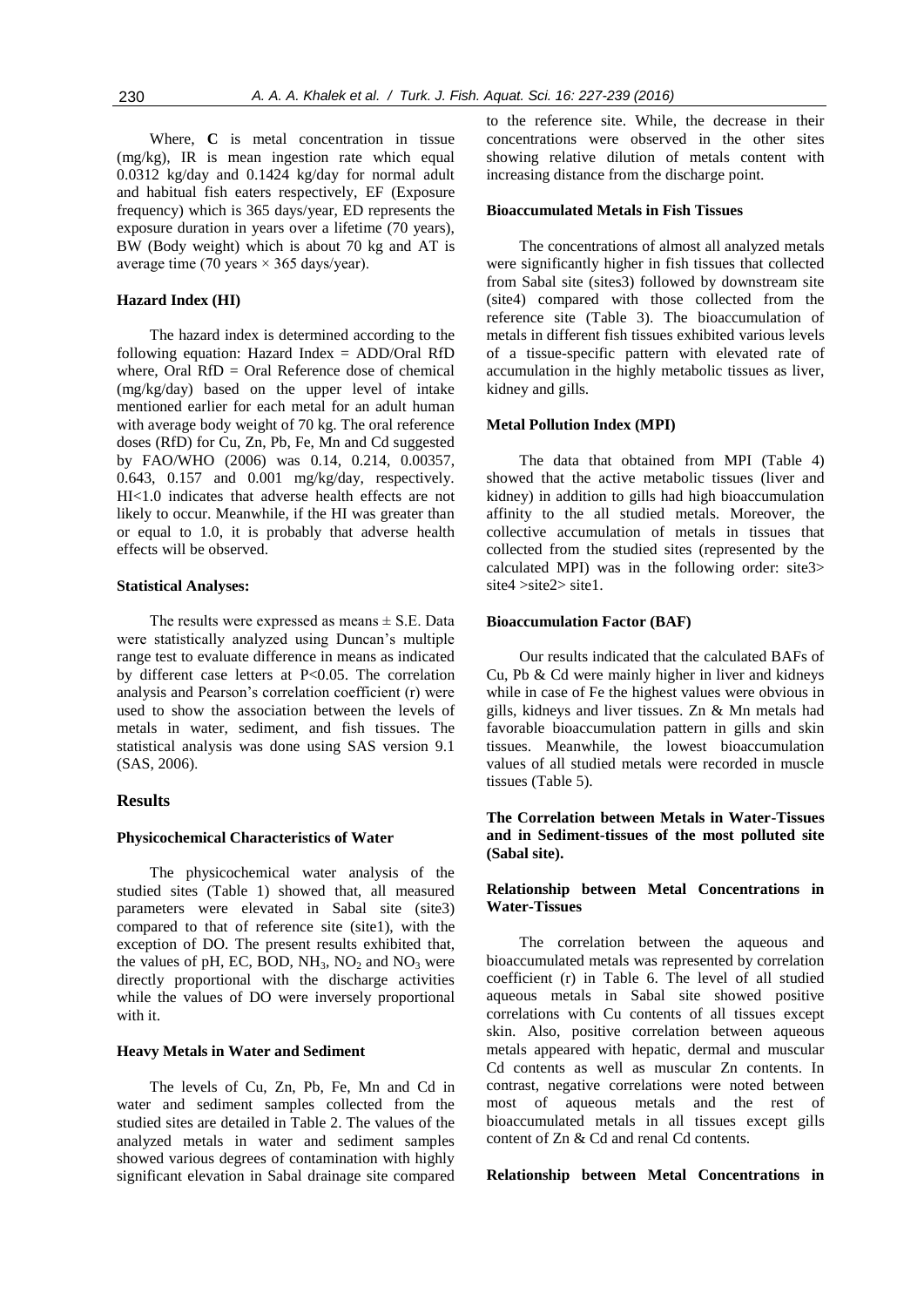Where, **C** is metal concentration in tissue (mg/kg), IR is mean ingestion rate which equal 0.0312 kg/day and 0.1424 kg/day for normal adult and habitual fish eaters respectively, EF (Exposure frequency) which is 365 days/year, ED represents the exposure duration in years over a lifetime (70 years), BW (Body weight) which is about 70 kg and AT is average time (70 years × 365 days/year).

#### Hazard Index (HI)

The hazard index is determined according to the following equation: Hazard Index = ADD/Oral RfD where, Oral RfD = Oral Reference dose of chemical (mg/kg/day) based on the upper level of intake mentioned earlier for each metal for an adult human with average body weight of 70 kg. The oral reference doses (RfD) for Cu, Zn, Pb, Fe, Mn and Cd suggested by FAO/WHO (2006) was 0.14, 0.214, 0.00357, 0.643, 0.157 and 0.001 mg/kg/day, respectively. HI<1.0 indicates that adverse health effects are not likely to occur. Meanwhile, if the HI was greater than or equal to 1.0, it is probably that adverse health effects will be observed.

#### Statistical Analyses:

The results were expressed as means ± S.E. Data were statistically analyzed using Duncan's multiple range test to evaluate difference in means as indicated by different case letters at P<0.05. The correlation analysis and Pearson's correlation coefficient (r) were used to show the association between the levels of metals in water, sediment, and fish tissues. The statistical analysis was done using SAS version 9.1 (SAS, 2006).

## Results

#### Physicochemical Characteristics of Water

The physicochemical water analysis of the studied sites (Table 1) showed that, all measured parameters were elevated in Sabal site (site3) compared to that of reference site (site1), with the exception of DO. The present results exhibited that, the values of pH, EC, BOD, $NH_3$, $NO_2$ and $NO_3$ were directly proportional with the discharge activities while the values of DO were inversely proportional with it.

#### Heavy Metals in Water and Sediment

The levels of Cu, Zn, Pb, Fe, Mn and Cd in water and sediment samples collected from the studied sites are detailed in Table 2. The values of the analyzed metals in water and sediment samples showed various degrees of contamination with highly significant elevation in Sabal drainage site compared to the reference site. While, the decrease in their concentrations were observed in the other sites showing relative dilution of metals content with increasing distance from the discharge point.

#### Bioaccumulated Metals in Fish Tissues

The concentrations of almost all analyzed metals were significantly higher in fish tissues that collected from Sabal site (sites3) followed by downstream site (site4) compared with those collected from the reference site (Table 3). The bioaccumulation of metals in different fish tissues exhibited various levels of a tissue-specific pattern with elevated rate of accumulation in the highly metabolic tissues as liver, kidney and gills.

#### Metal Pollution Index (MPI)

The data that obtained from MPI (Table 4) showed that the active metabolic tissues (liver and kidney) in addition to gills had high bioaccumulation affinity to the all studied metals. Moreover, the collective accumulation of metals in tissues that collected from the studied sites (represented by the calculated MPI) was in the following order: site3> site4 >site2> site1.

#### Bioaccumulation Factor (BAF)

Our results indicated that the calculated BAFs of Cu, Pb & Cd were mainly higher in liver and kidneys while in case of Fe the highest values were obvious in gills, kidneys and liver tissues. Zn & Mn metals had favorable bioaccumulation pattern in gills and skin tissues. Meanwhile, the lowest bioaccumulation values of all studied metals were recorded in muscle tissues (Table 5).

#### The Correlation between Metals in Water-Tissues and in Sediment-tissues of the most polluted site (Sabal site).

#### Relationship between Metal Concentrations in Water-Tissues

The correlation between the aqueous and bioaccumulated metals was represented by correlation coefficient (r) in Table 6. The level of all studied aqueous metals in Sabal site showed positive correlations with Cu contents of all tissues except skin. Also, positive correlation between aqueous metals appeared with hepatic, dermal and muscular Cd contents as well as muscular Zn contents. In contrast, negative correlations were noted between most of aqueous metals and the rest of bioaccumulated metals in all tissues except gills content of Zn & Cd and renal Cd contents.

#### Relationship between Metal Concentrations in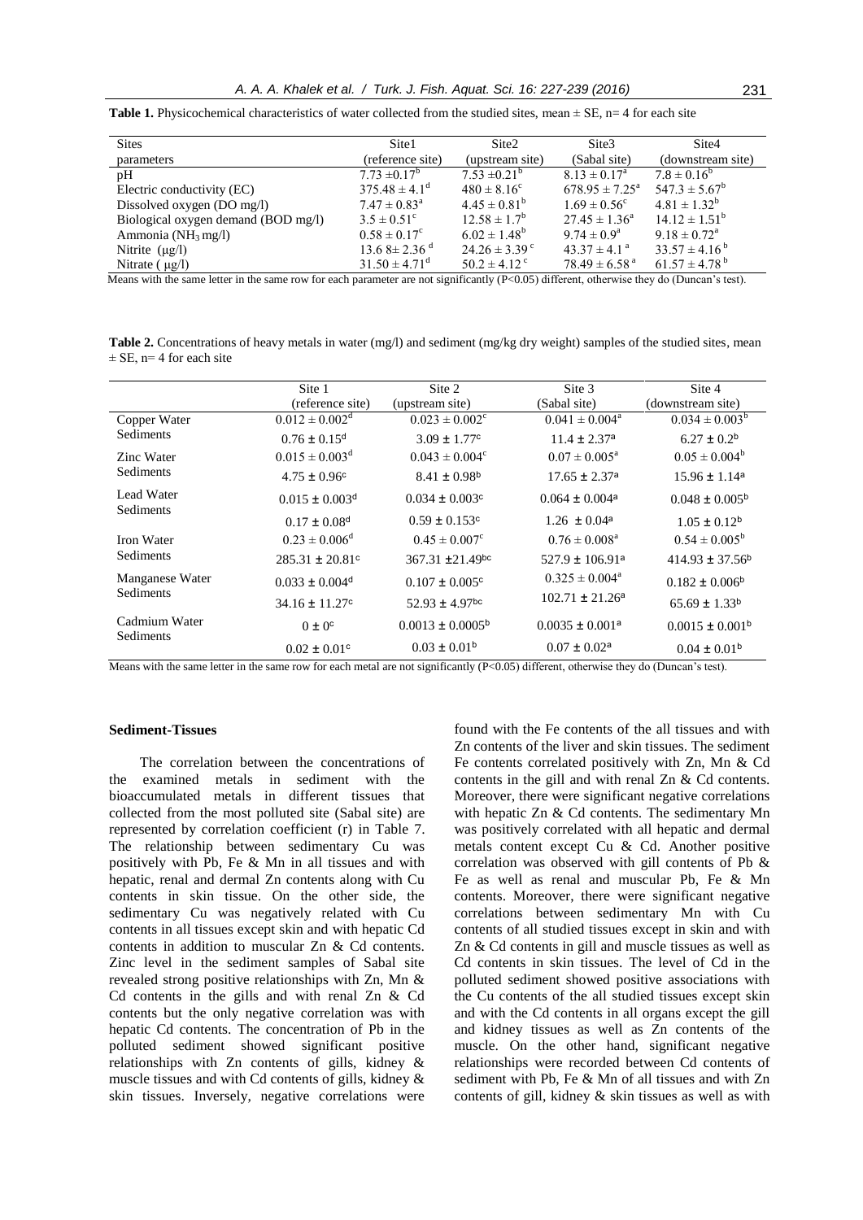**Table 1.** Physicochemical characteristics of water collected from the studied sites, mean ± SE, n= 4 for each site

| Sites parameters | Site1 (reference site) | Site2 (upstream site) | Site3 (Sabal site) | Site4 (downstream site) |
|---|---|---|---|---|
| pH | 7.73 ±0.17[b] | 7.53 ±0.21[b] | 8.13 ± 0.17[a] | 7.8 ± 0.16[b] |
| Electric conductivity (EC) | 375.48 ± 4.1[d] | 480 ± 8.16[c] | 678.95 ± 7.25[a] | 547.3 ± 5.67[b] |
| Dissolved oxygen (DO mg/l) | 7.47 ± 0.83[a] | 4.45 ± 0.81[b] | 1.69 ± 0.56[c] | 4.81 ± 1.32[b] |
| Biological oxygen demand (BOD mg/l) | 3.5 ± 0.51[c] | 12.58 ± 1.7[b] | 27.45 ± 1.36[a] | 14.12 ± 1.51[b] |
| Ammonia ($NH_3$ mg/l) | 0.58 ± 0.17[c] | 6.02 ± 1.48[b] | 9.74 ± 0.9[a] | 9.18 ± 0.72[a] |
| Nitrite (μg/l) | 13.6 8± 2.36 [d] | 24.26 ± 3.39 [c] | 43.37 ± 4.1 [a] | 33.57 ± 4.16 [b] |
| Nitrate ( μg/l) | 31.50 ± 4.71[d] | 50.2 ± 4.12 [c] | 78.49 ± 6.58 [a] | 61.57 ± 4.78 [b] |

Means with the same letter in the same row for each parameter are not significantly (P<0.05) different, otherwise they do (Duncan's test).

**Table 2.** Concentrations of heavy metals in water (mg/l) and sediment (mg/kg dry weight) samples of the studied sites, mean ± SE, n= 4 for each site

| | Site 1 (reference site) | Site 2 (upstream site) | Site 3 (Sabal site) | Site 4 (downstream site) |
|---|---|---|---|---|
| Copper Water | 0.012 ± 0.002[d] | 0.023 ± 0.002[c] | 0.041 ± 0.004[a] | 0.034 ± 0.003[b] |
| Sediments | 0.76 ± 0.15[d] | 3.09 ± 1.77[c] | 11.4 ± 2.37[a] | 6.27 ± 0.2[b] |
| Zinc Water | 0.015 ± 0.003[d] | 0.043 ± 0.004[c] | 0.07 ± 0.005[a] | 0.05 ± 0.004[b] |
| Sediments | 4.75 ± 0.96[c] | 8.41 ± 0.98[b] | 17.65 ± 2.37[a] | 15.96 ± 1.14[a] |
| Lead Water | 0.015 ± 0.003[d] | 0.034 ± 0.003[c] | 0.064 ± 0.004[a] | 0.048 ± 0.005[b] |
| Sediments | 0.17 ± 0.08[d] | 0.59 ± 0.153[c] | 1.26 ± 0.04[a] | 1.05 ± 0.12[b] |
| Iron Water | 0.23 ± 0.006[d] | 0.45 ± 0.007[c] | 0.76 ± 0.008[a] | 0.54 ± 0.005[b] |
| Sediments | 285.31 ± 20.81[c] | 367.31 ±21.49[bc] | 527.9 ± 106.91[a] | 414.93 ± 37.56[b] |
| Manganese Water | 0.033 ± 0.004[d] | 0.107 ± 0.005[c] | 0.325 ± 0.004[a] | 0.182 ± 0.006[b] |
| Sediments | 34.16 ± 11.27[c] | 52.93 ± 4.97[bc] | 102.71 ± 21.26[a] | 65.69 ± 1.33[b] |
| Cadmium Water | 0 ± 0[c] | 0.0013 ± 0.0005[b] | 0.0035 ± 0.001[a] | 0.0015 ± 0.001[b] |
| Sediments | 0.02 ± 0.01[c] | 0.03 ± 0.01[b] | 0.07 ± 0.02[a] | 0.04 ± 0.01[b] |

Means with the same letter in the same row for each metal are not significantly (P<0.05) different, otherwise they do (Duncan's test).

#### Sediment-Tissues

The correlation between the concentrations of the examined metals in sediment with the bioaccumulated metals in different tissues that collected from the most polluted site (Sabal site) are represented by correlation coefficient (r) in Table 7. The relationship between sedimentary Cu was positively with Pb, Fe & Mn in all tissues and with hepatic, renal and dermal Zn contents along with Cu contents in skin tissue. On the other side, the sedimentary Cu was negatively related with Cu contents in all tissues except skin and with hepatic Cd contents in addition to muscular Zn & Cd contents. Zinc level in the sediment samples of Sabal site revealed strong positive relationships with Zn, Mn & Cd contents in the gills and with renal Zn & Cd contents but the only negative correlation was with hepatic Cd contents. The concentration of Pb in the polluted sediment showed significant positive relationships with Zn contents of gills, kidney & muscle tissues and with Cd contents of gills, kidney & skin tissues. Inversely, negative correlations were found with the Fe contents of the all tissues and with Zn contents of the liver and skin tissues. The sediment Fe contents correlated positively with Zn, Mn & Cd contents in the gill and with renal Zn & Cd contents. Moreover, there were significant negative correlations with hepatic Zn & Cd contents. The sedimentary Mn was positively correlated with all hepatic and dermal metals content except Cu & Cd. Another positive correlation was observed with gill contents of Pb & Fe as well as renal and muscular Pb, Fe & Mn contents. Moreover, there were significant negative correlations between sedimentary Mn with Cu contents of all studied tissues except in skin and with Zn & Cd contents in gill and muscle tissues as well as Cd contents in skin tissues. The level of Cd in the polluted sediment showed positive associations with the Cu contents of the all studied tissues except skin and with the Cd contents in all organs except the gill and kidney tissues as well as Zn contents of the muscle. On the other hand, significant negative relationships were recorded between Cd contents of sediment with Pb, Fe & Mn of all tissues and with Zn contents of gill, kidney & skin tissues as well as with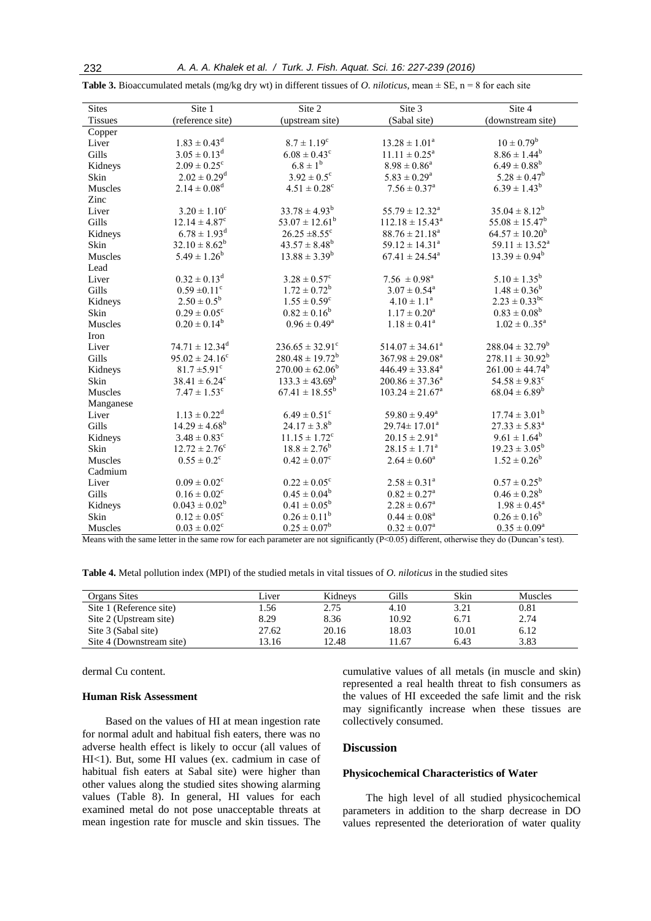**Table 3.** Bioaccumulated metals (mg/kg dry wt) in different tissues of *O. niloticus*, mean ± SE, n = 8 for each site

| Sites | Site 1 | Site 2 | Site 3 | Site 4 |
|---|---|---|---|---|
| Tissues | (reference site) | (upstream site) | (Sabal site) | (downstream site) |
| Copper | | | | |
| Liver | $1.83 \pm 0.43^{d}$ | $8.7 \pm 1.19^{c}$ | $13.28 \pm 1.01^{a}$ | $10 \pm 0.79^{b}$ |
| Gills | $3.05 \pm 0.13^{d}$ | $6.08 \pm 0.43^{c}$ | $11.11 \pm 0.25^{a}$ | $8.86 \pm 1.44^{b}$ |
| Kidneys | $2.09 \pm 0.25^{c}$ | $6.8 \pm 1^{b}$ | $8.98 \pm 0.86^{a}$ | $6.49 \pm 0.88^{b}$ |
| Skin | $2.02 \pm 0.29^{d}$ | $3.92 \pm 0.5^{c}$ | $5.83 \pm 0.29^{a}$ | $5.28 \pm 0.47^{b}$ |
| Muscles | $2.14 \pm 0.08^{d}$ | $4.51 \pm 0.28^{c}$ | $7.56 \pm 0.37^{a}$ | $6.39 \pm 1.43^{b}$ |
| Zinc | | | | |
| Liver | $3.20 \pm 1.10^{c}$ | $33.78 \pm 4.93^{b}$ | $55.79 \pm 12.32^{a}$ | $35.04 \pm 8.12^{b}$ |
| Gills | $12.14 \pm 4.87^{c}$ | $53.07 \pm 12.61^{b}$ | $112.18 \pm 15.43^{a}$ | $55.08 \pm 15.47^{b}$ |
| Kidneys | $6.78 \pm 1.93^{d}$ | $26.25 \pm 8.55^{c}$ | $88.76 \pm 21.18^{a}$ | $64.57 \pm 10.20^{b}$ |
| Skin | $32.10 \pm 8.62^{b}$ | $43.57 \pm 8.48^{b}$ | $59.12 \pm 14.31^{a}$ | $59.11 \pm 13.52^{a}$ |
| Muscles | $5.49 \pm 1.26^{b}$ | $13.88 \pm 3.39^{b}$ | $67.41 \pm 24.54^{a}$ | $13.39 \pm 0.94^{b}$ |
| Lead | | | | |
| Liver | $0.32 \pm 0.13^{d}$ | $3.28 \pm 0.57^{c}$ | $7.56 \pm 0.98^{a}$ | $5.10 \pm 1.35^{b}$ |
| Gills | $0.59 \pm 0.11^{c}$ | $1.72 \pm 0.72^{b}$ | $3.07 \pm 0.54^{a}$ | $1.48 \pm 0.36^{b}$ |
| Kidneys | $2.50 \pm 0.5^{b}$ | $1.55 \pm 0.59^{c}$ | $4.10 \pm 1.1^{a}$ | $2.23 \pm 0.33^{bc}$ |
| Skin | $0.29 \pm 0.05^{c}$ | $0.82 \pm 0.16^{b}$ | $1.17 \pm 0.20^{a}$ | $0.83 \pm 0.08^{b}$ |
| Muscles | $0.20 \pm 0.14^{b}$ | $0.96 \pm 0.49^{a}$ | $1.18 \pm 0.41^{a}$ | $1.02 \pm 0..35^{a}$ |
| Iron | | | | |
| Liver | $74.71 \pm 12.34^{d}$ | $236.65 \pm 32.91^{c}$ | $514.07 \pm 34.61^{a}$ | $288.04 \pm 32.79^{b}$ |
| Gills | $95.02 \pm 24.16^{c}$ | $280.48 \pm 19.72^{b}$ | $367.98 \pm 29.08^{a}$ | $278.11 \pm 30.92^{b}$ |
| Kidneys | $81.7 \pm 5.91^{c}$ | $270.00 \pm 62.06^{b}$ | $446.49 \pm 33.84^{a}$ | $261.00 \pm 44.74^{b}$ |
| Skin | $38.41 \pm 6.24^{c}$ | $133.3 \pm 43.69^{b}$ | $200.86 \pm 37.36^{a}$ | $54.58 \pm 9.83^{c}$ |
| Muscles | $7.47 \pm 1.53^{c}$ | $67.41 \pm 18.55^{b}$ | $103.24 \pm 21.67^{a}$ | $68.04 \pm 6.89^{b}$ |
| Manganese | | | | |
| Liver | $1.13 \pm 0.22^{d}$ | $6.49 \pm 0.51^{c}$ | $59.80 \pm 9.49^{a}$ | $17.74 \pm 3.01^{b}$ |
| Gills | $14.29 \pm 4.68^{b}$ | $24.17 \pm 3.8^{b}$ | $29.74 \pm 17.01^{a}$ | $27.33 \pm 5.83^{a}$ |
| Kidneys | $3.48 \pm 0.83^{c}$ | $11.15 \pm 1.72^{c}$ | $20.15 \pm 2.91^{a}$ | $9.61 \pm 1.64^{b}$ |
| Skin | $12.72 \pm 2.76^{c}$ | $18.8 \pm 2.76^{b}$ | $28.15 \pm 1.71^{a}$ | $19.23 \pm 3.05^{b}$ |
| Muscles | $0.55 \pm 0.2^{c}$ | $0.42 \pm 0.07^{c}$ | $2.64 \pm 0.60^{a}$ | $1.52 \pm 0.26^{b}$ |
| Cadmium | | | | |
| Liver | $0.09 \pm 0.02^{c}$ | $0.22 \pm 0.05^{c}$ | $2.58 \pm 0.31^{a}$ | $0.57 \pm 0.25^{b}$ |
| Gills | $0.16 \pm 0.02^{c}$ | $0.45 \pm 0.04^{b}$ | $0.82 \pm 0.27^{a}$ | $0.46 \pm 0.28^{b}$ |
| Kidneys | $0.043 \pm 0.02^{b}$ | $0.41 \pm 0.05^{b}$ | $2.28 \pm 0.67^{a}$ | $1.98 \pm 0.45^{a}$ |
| Skin | $0.12 \pm 0.05^{c}$ | $0.26 \pm 0.11^{b}$ | $0.44 \pm 0.08^{a}$ | $0.26 \pm 0.16^{b}$ |
| Muscles | $0.03 \pm 0.02^{c}$ | $0.25 \pm 0.07^{b}$ | $0.32 \pm 0.07^{a}$ | $0.35 \pm 0.09^{a}$ |

Means with the same letter in the same row for each parameter are not significantly ($P<0.05$) different, otherwise they do (Duncan's test).

**Table 4.** Metal pollution index (MPI) of the studied metals in vital tissues of *O. niloticus* in the studied sites

| Organs Sites | Liver | Kidneys | Gills | Skin | Muscles |
|---|---|---|---|---|---|
| Site 1 (Reference site) | 1.56 | 2.75 | 4.10 | 3.21 | 0.81 |
| Site 2 (Upstream site) | 8.29 | 8.36 | 10.92 | 6.71 | 2.74 |
| Site 3 (Sabal site) | 27.62 | 20.16 | 18.03 | 10.01 | 6.12 |
| Site 4 (Downstream site) | 13.16 | 12.48 | 11.67 | 6.43 | 3.83 |

dermal Cu content.

### Human Risk Assessment

Based on the values of HI at mean ingestion rate for normal adult and habitual fish eaters, there was no adverse health effect is likely to occur (all values of HI<1). But, some HI values (ex. cadmium in case of habitual fish eaters at Sabal site) were higher than other values along the studied sites showing alarming values (Table 8). In general, HI values for each examined metal do not pose unacceptable threats at mean ingestion rate for muscle and skin tissues. The cumulative values of all metals (in muscle and skin) represented a real health threat to fish consumers as the values of HI exceeded the safe limit and the risk may significantly increase when these tissues are collectively consumed.

## Discussion

### Physicochemical Characteristics of Water

The high level of all studied physicochemical parameters in addition to the sharp decrease in DO values represented the deterioration of water quality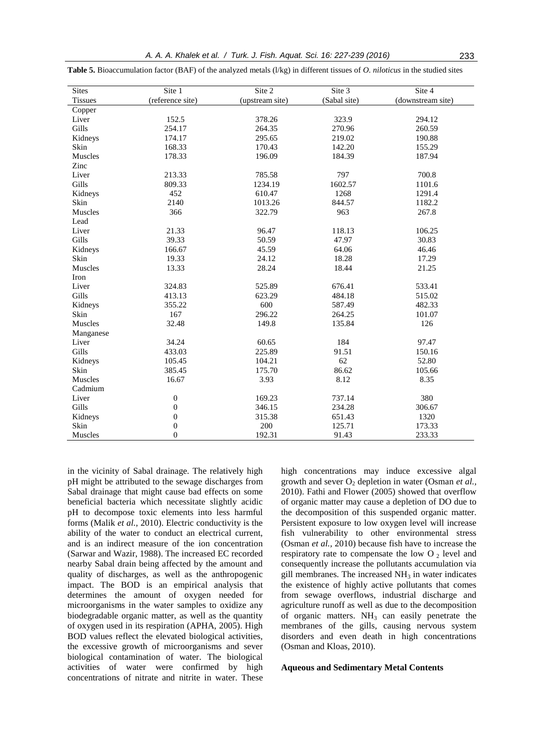**Table 5.** Bioaccumulation factor (BAF) of the analyzed metals (l/kg) in different tissues of *O. niloticus* in the studied sites

| Sites | Site 1 | Site 2 | Site 3 | Site 4 |
|---|---|---|---|---|
| Tissues | (reference site) | (upstream site) | (Sabal site) | (downstream site) |
| Copper | | | | |
| Liver | 152.5 | 378.26 | 323.9 | 294.12 |
| Gills | 254.17 | 264.35 | 270.96 | 260.59 |
| Kidneys | 174.17 | 295.65 | 219.02 | 190.88 |
| Skin | 168.33 | 170.43 | 142.20 | 155.29 |
| Muscles | 178.33 | 196.09 | 184.39 | 187.94 |
| Zinc | | | | |
| Liver | 213.33 | 785.58 | 797 | 700.8 |
| Gills | 809.33 | 1234.19 | 1602.57 | 1101.6 |
| Kidneys | 452 | 610.47 | 1268 | 1291.4 |
| Skin | 2140 | 1013.26 | 844.57 | 1182.2 |
| Muscles | 366 | 322.79 | 963 | 267.8 |
| Lead | | | | |
| Liver | 21.33 | 96.47 | 118.13 | 106.25 |
| Gills | 39.33 | 50.59 | 47.97 | 30.83 |
| Kidneys | 166.67 | 45.59 | 64.06 | 46.46 |
| Skin | 19.33 | 24.12 | 18.28 | 17.29 |
| Muscles | 13.33 | 28.24 | 18.44 | 21.25 |
| Iron | | | | |
| Liver | 324.83 | 525.89 | 676.41 | 533.41 |
| Gills | 413.13 | 623.29 | 484.18 | 515.02 |
| Kidneys | 355.22 | 600 | 587.49 | 482.33 |
| Skin | 167 | 296.22 | 264.25 | 101.07 |
| Muscles | 32.48 | 149.8 | 135.84 | 126 |
| Manganese | | | | |
| Liver | 34.24 | 60.65 | 184 | 97.47 |
| Gills | 433.03 | 225.89 | 91.51 | 150.16 |
| Kidneys | 105.45 | 104.21 | 62 | 52.80 |
| Skin | 385.45 | 175.70 | 86.62 | 105.66 |
| Muscles | 16.67 | 3.93 | 8.12 | 8.35 |
| Cadmium | | | | |
| Liver | 0 | 169.23 | 737.14 | 380 |
| Gills | 0 | 346.15 | 234.28 | 306.67 |
| Kidneys | 0 | 315.38 | 651.43 | 1320 |
| Skin | 0 | 200 | 125.71 | 173.33 |
| Muscles | 0 | 192.31 | 91.43 | 233.33 |

in the vicinity of Sabal drainage. The relatively high pH might be attributed to the sewage discharges from Sabal drainage that might cause bad effects on some beneficial bacteria which necessitate slightly acidic pH to decompose toxic elements into less harmful forms (Malik *et al.,* 2010). Electric conductivity is the ability of the water to conduct an electrical current, and is an indirect measure of the ion concentration (Sarwar and Wazir, 1988). The increased EC recorded nearby Sabal drain being affected by the amount and quality of discharges, as well as the anthropogenic impact. The BOD is an empirical analysis that determines the amount of oxygen needed for microorganisms in the water samples to oxidize any biodegradable organic matter, as well as the quantity of oxygen used in its respiration (APHA, 2005). High BOD values reflect the elevated biological activities, the excessive growth of microorganisms and sever biological contamination of water. The biological activities of water were confirmed by high concentrations of nitrate and nitrite in water. These high concentrations may induce excessive algal growth and sever $O_2$ depletion in water (Osman *et al.,* 2010). Fathi and Flower (2005) showed that overflow of organic matter may cause a depletion of DO due to the decomposition of this suspended organic matter. Persistent exposure to low oxygen level will increase fish vulnerability to other environmental stress (Osman *et al.,* 2010) because fish have to increase the respiratory rate to compensate the low $O_2$ level and consequently increase the pollutants accumulation via gill membranes. The increased $NH_3$ in water indicates the existence of highly active pollutants that comes from sewage overflows, industrial discharge and agriculture runoff as well as due to the decomposition of organic matters. $NH_3$ can easily penetrate the membranes of the gills, causing nervous system disorders and even death in high concentrations (Osman and Kloas, 2010).

### Aqueous and Sedimentary Metal Contents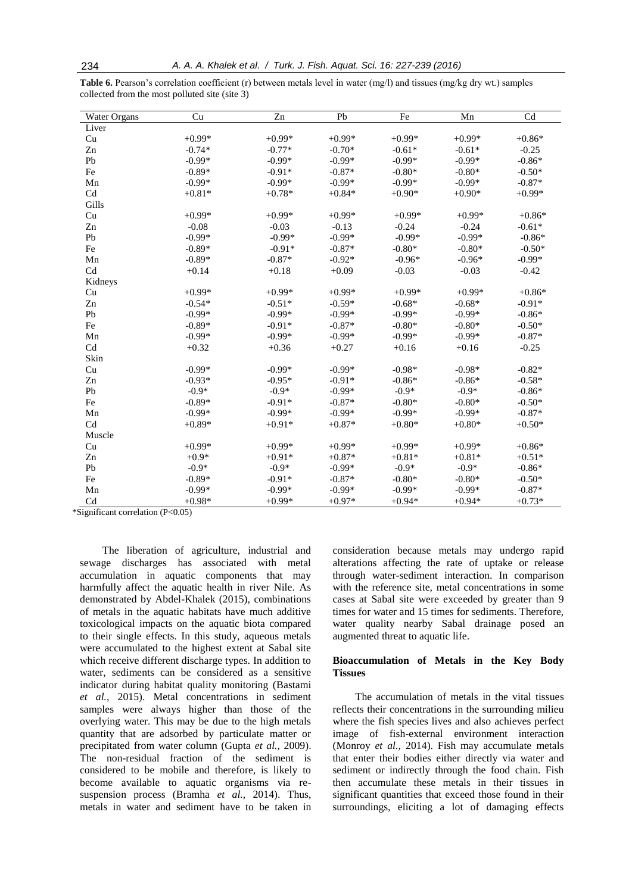**Table 6.** Pearson's correlation coefficient (r) between metals level in water (mg/l) and tissues (mg/kg dry wt.) samples collected from the most polluted site (site 3)

| Water Organs | Cu | Zn | Pb | Fe | Mn | Cd |
|---|---|---|---|---|---|---|
| Liver | | | | | | |
| Cu | +0.99* | +0.99* | +0.99* | +0.99* | +0.99* | +0.86* |
| Zn | -0.74* | -0.77* | -0.70* | -0.61* | -0.61* | -0.25 |
| Pb | -0.99* | -0.99* | -0.99* | -0.99* | -0.99* | -0.86* |
| Fe | -0.89* | -0.91* | -0.87* | -0.80* | -0.80* | -0.50* |
| Mn | -0.99* | -0.99* | -0.99* | -0.99* | -0.99* | -0.87* |
| Cd | +0.81* | +0.78* | +0.84* | +0.90* | +0.90* | +0.99* |
| Gills | | | | | | |
| Cu | +0.99* | +0.99* | +0.99* | +0.99* | +0.99* | +0.86* |
| Zn | -0.08 | -0.03 | -0.13 | -0.24 | -0.24 | -0.61* |
| Pb | -0.99* | -0.99* | -0.99* | -0.99* | -0.99* | -0.86* |
| Fe | -0.89* | -0.91* | -0.87* | -0.80* | -0.80* | -0.50* |
| Mn | -0.89* | -0.87* | -0.92* | -0.96* | -0.96* | -0.99* |
| Cd | +0.14 | +0.18 | +0.09 | -0.03 | -0.03 | -0.42 |
| Kidneys | | | | | | |
| Cu | +0.99* | +0.99* | +0.99* | +0.99* | +0.99* | +0.86* |
| Zn | -0.54* | -0.51* | -0.59* | -0.68* | -0.68* | -0.91* |
| Pb | -0.99* | -0.99* | -0.99* | -0.99* | -0.99* | -0.86* |
| Fe | -0.89* | -0.91* | -0.87* | -0.80* | -0.80* | -0.50* |
| Mn | -0.99* | -0.99* | -0.99* | -0.99* | -0.99* | -0.87* |
| Cd | +0.32 | +0.36 | +0.27 | +0.16 | +0.16 | -0.25 |
| Skin | | | | | | |
| Cu | -0.99* | -0.99* | -0.99* | -0.98* | -0.98* | -0.82* |
| Zn | -0.93* | -0.95* | -0.91* | -0.86* | -0.86* | -0.58* |
| Pb | -0.9* | -0.9* | -0.99* | -0.9* | -0.9* | -0.86* |
| Fe | -0.89* | -0.91* | -0.87* | -0.80* | -0.80* | -0.50* |
| Mn | -0.99* | -0.99* | -0.99* | -0.99* | -0.99* | -0.87* |
| Cd | +0.89* | +0.91* | +0.87* | +0.80* | +0.80* | +0.50* |
| Muscle | | | | | | |
| Cu | +0.99* | +0.99* | +0.99* | +0.99* | +0.99* | +0.86* |
| Zn | +0.9* | +0.91* | +0.87* | +0.81* | +0.81* | +0.51* |
| Pb | -0.9* | -0.9* | -0.99* | -0.9* | -0.9* | -0.86* |
| Fe | -0.89* | -0.91* | -0.87* | -0.80* | -0.80* | -0.50* |
| Mn | -0.99* | -0.99* | -0.99* | -0.99* | -0.99* | -0.87* |
| Cd | +0.98* | +0.99* | +0.97* | +0.94* | +0.94* | +0.73* |

*Significant correlation ($P<0.05$)

The liberation of agriculture, industrial and sewage discharges has associated with metal accumulation in aquatic components that may harmfully affect the aquatic health in river Nile. As demonstrated by Abdel-Khalek (2015), combinations of metals in the aquatic habitats have much additive toxicological impacts on the aquatic biota compared to their single effects. In this study, aqueous metals were accumulated to the highest extent at Sabal site which receive different discharge types. In addition to water, sediments can be considered as a sensitive indicator during habitat quality monitoring (Bastami *et al.,* 2015). Metal concentrations in sediment samples were always higher than those of the overlying water. This may be due to the high metals quantity that are adsorbed by particulate matter or precipitated from water column (Gupta *et al.,* 2009). The non-residual fraction of the sediment is considered to be mobile and therefore, is likely to become available to aquatic organisms via re-suspension process (Bramha *et al.,* 2014). Thus, metals in water and sediment have to be taken in consideration because metals may undergo rapid alterations affecting the rate of uptake or release through water-sediment interaction. In comparison with the reference site, metal concentrations in some cases at Sabal site were exceeded by greater than 9 times for water and 15 times for sediments. Therefore, water quality nearby Sabal drainage posed an augmented threat to aquatic life.

### Bioaccumulation of Metals in the Key Body Tissues

The accumulation of metals in the vital tissues reflects their concentrations in the surrounding milieu where the fish species lives and also achieves perfect image of fish-external environment interaction (Monroy *et al.,* 2014). Fish may accumulate metals that enter their bodies either directly via water and sediment or indirectly through the food chain. Fish then accumulate these metals in their tissues in significant quantities that exceed those found in their surroundings, eliciting a lot of damaging effects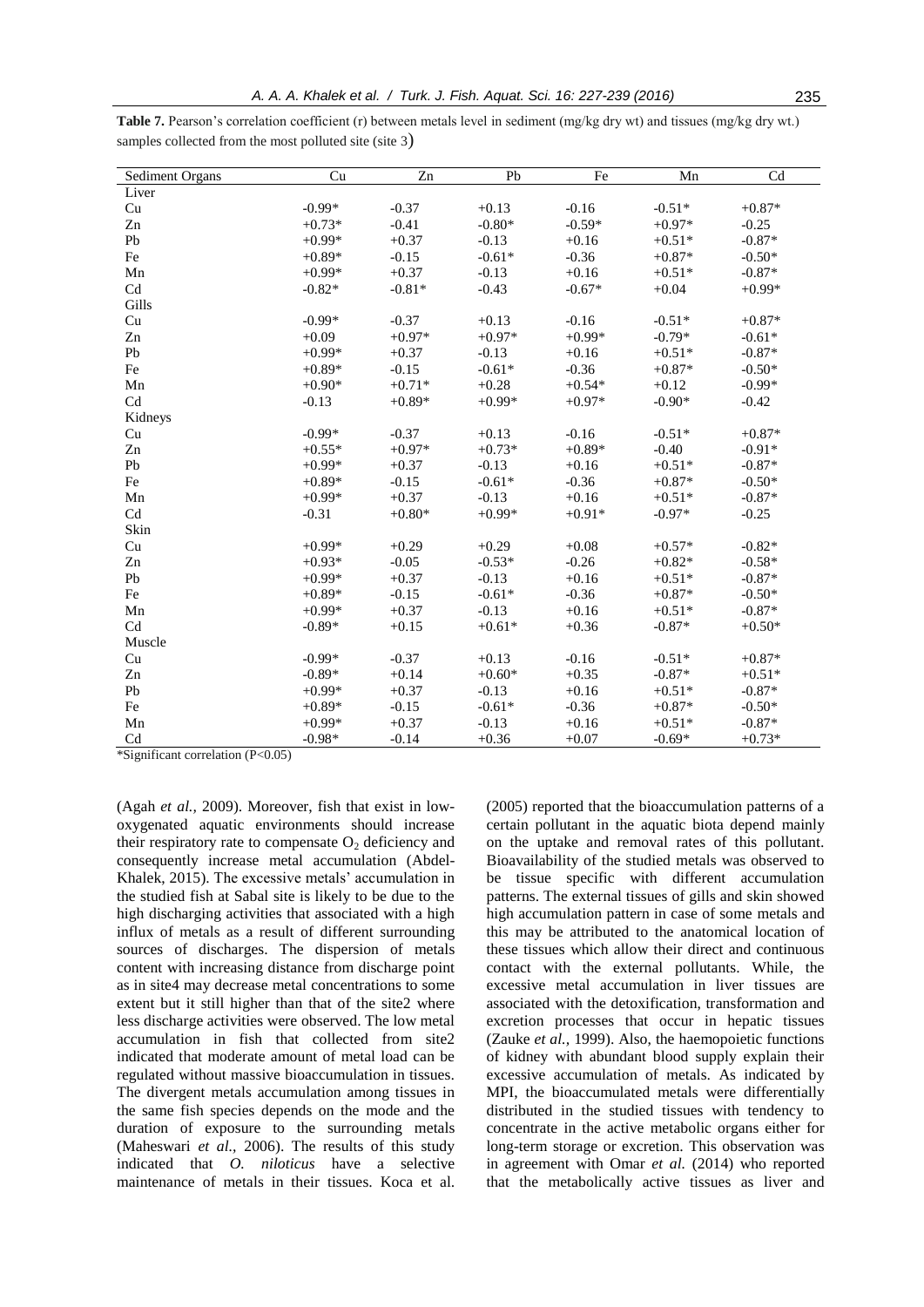**Table 7.** Pearson's correlation coefficient (r) between metals level in sediment (mg/kg dry wt) and tissues (mg/kg dry wt.) samples collected from the most polluted site (site 3)

| Sediment Organs | Cu | Zn | Pb | Fe | Mn | Cd |
|---|---|---|---|---|---|---|
| Liver | | | | | | |
| Cu | -0.99* | -0.37 | +0.13 | -0.16 | -0.51* | +0.87* |
| Zn | +0.73* | -0.41 | -0.80* | -0.59* | +0.97* | -0.25 |
| Pb | +0.99* | +0.37 | -0.13 | +0.16 | +0.51* | -0.87* |
| Fe | +0.89* | -0.15 | -0.61* | -0.36 | +0.87* | -0.50* |
| Mn | +0.99* | +0.37 | -0.13 | +0.16 | +0.51* | -0.87* |
| Cd | -0.82* | -0.81* | -0.43 | -0.67* | +0.04 | +0.99* |
| Gills | | | | | | |
| Cu | -0.99* | -0.37 | +0.13 | -0.16 | -0.51* | +0.87* |
| Zn | +0.09 | +0.97* | +0.97* | +0.99* | -0.79* | -0.61* |
| Pb | +0.99* | +0.37 | -0.13 | +0.16 | +0.51* | -0.87* |
| Fe | +0.89* | -0.15 | -0.61* | -0.36 | +0.87* | -0.50* |
| Mn | +0.90* | +0.71* | +0.28 | +0.54* | +0.12 | -0.99* |
| Cd | -0.13 | +0.89* | +0.99* | +0.97* | -0.90* | -0.42 |
| Kidneys | | | | | | |
| Cu | -0.99* | -0.37 | +0.13 | -0.16 | -0.51* | +0.87* |
| Zn | +0.55* | +0.97* | +0.73* | +0.89* | -0.40 | -0.91* |
| Pb | +0.99* | +0.37 | -0.13 | +0.16 | +0.51* | -0.87* |
| Fe | +0.89* | -0.15 | -0.61* | -0.36 | +0.87* | -0.50* |
| Mn | +0.99* | +0.37 | -0.13 | +0.16 | +0.51* | -0.87* |
| Cd | -0.31 | +0.80* | +0.99* | +0.91* | -0.97* | -0.25 |
| Skin | | | | | | |
| Cu | +0.99* | +0.29 | +0.29 | +0.08 | +0.57* | -0.82* |
| Zn | +0.93* | -0.05 | -0.53* | -0.26 | +0.82* | -0.58* |
| Pb | +0.99* | +0.37 | -0.13 | +0.16 | +0.51* | -0.87* |
| Fe | +0.89* | -0.15 | -0.61* | -0.36 | +0.87* | -0.50* |
| Mn | +0.99* | +0.37 | -0.13 | +0.16 | +0.51* | -0.87* |
| Cd | -0.89* | +0.15 | +0.61* | +0.36 | -0.87* | +0.50* |
| Muscle | | | | | | |
| Cu | -0.99* | -0.37 | +0.13 | -0.16 | -0.51* | +0.87* |
| Zn | -0.89* | +0.14 | +0.60* | +0.35 | -0.87* | +0.51* |
| Pb | +0.99* | +0.37 | -0.13 | +0.16 | +0.51* | -0.87* |
| Fe | +0.89* | -0.15 | -0.61* | -0.36 | +0.87* | -0.50* |
| Mn | +0.99* | +0.37 | -0.13 | +0.16 | +0.51* | -0.87* |
| Cd | -0.98* | -0.14 | +0.36 | +0.07 | -0.69* | +0.73* |

*Significant correlation ($P<0.05$)

(Agah *et al.,* 2009). Moreover, fish that exist in low-oxygenated aquatic environments should increase their respiratory rate to compensate $O_2$ deficiency and consequently increase metal accumulation (Abdel-Khalek, 2015). The excessive metals' accumulation in the studied fish at Sabal site is likely to be due to the high discharging activities that associated with a high influx of metals as a result of different surrounding sources of discharges. The dispersion of metals content with increasing distance from discharge point as in site4 may decrease metal concentrations to some extent but it still higher than that of the site2 where less discharge activities were observed. The low metal accumulation in fish that collected from site2 indicated that moderate amount of metal load can be regulated without massive bioaccumulation in tissues. The divergent metals accumulation among tissues in the same fish species depends on the mode and the duration of exposure to the surrounding metals (Maheswari *et al.,* 2006). The results of this study indicated that *O. niloticus* have a selective maintenance of metals in their tissues. Koca et al. (2005) reported that the bioaccumulation patterns of a certain pollutant in the aquatic biota depend mainly on the uptake and removal rates of this pollutant. Bioavailability of the studied metals was observed to be tissue specific with different accumulation patterns. The external tissues of gills and skin showed high accumulation pattern in case of some metals and this may be attributed to the anatomical location of these tissues which allow their direct and continuous contact with the external pollutants. While, the excessive metal accumulation in liver tissues are associated with the detoxification, transformation and excretion processes that occur in hepatic tissues (Zauke *et al.,* 1999). Also, the haemopoietic functions of kidney with abundant blood supply explain their excessive accumulation of metals. As indicated by MPI, the bioaccumulated metals were differentially distributed in the studied tissues with tendency to concentrate in the active metabolic organs either for long-term storage or excretion. This observation was in agreement with Omar *et al.* (2014) who reported that the metabolically active tissues as liver and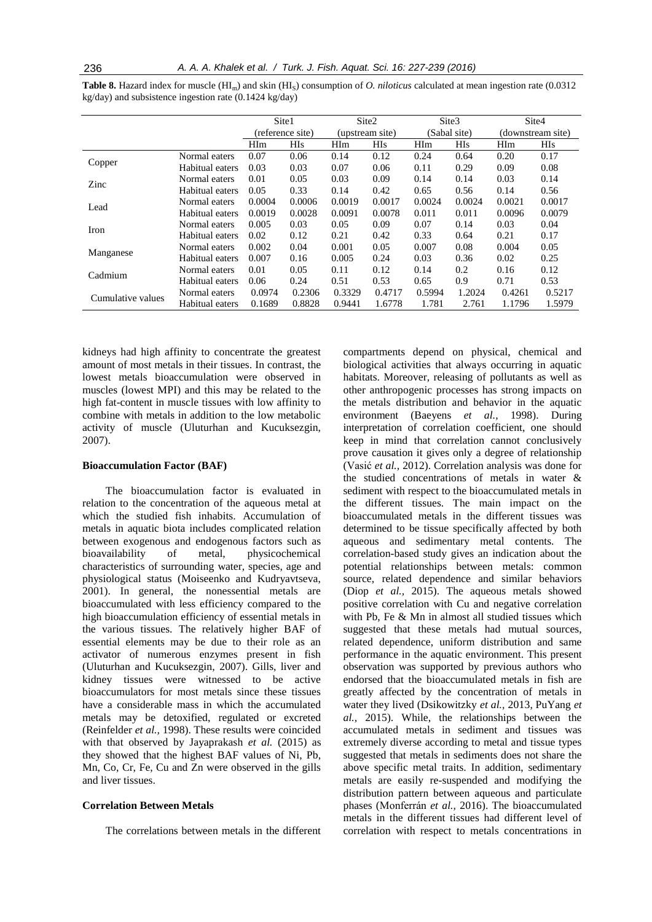**Table 8.** Hazard index for muscle ($HI_m$) and skin ($HI_S$) consumption of *O. niloticus* calculated at mean ingestion rate (0.0312 kg/day) and subsistence ingestion rate (0.1424 kg/day)

| | | Site1 (reference site) | | Site2 (upstream site) | | Site3 (Sabal site) | | Site4 (downstream site) | |
|---|---|---|---|---|---|---|---|---|---|
| | | HIm | HIs | HIm | HIs | HIm | HIs | HIm | HIs |
| Copper | Normal eaters | 0.07 | 0.06 | 0.14 | 0.12 | 0.24 | 0.64 | 0.20 | 0.17 |
| | Habitual eaters | 0.03 | 0.03 | 0.07 | 0.06 | 0.11 | 0.29 | 0.09 | 0.08 |
| Zinc | Normal eaters | 0.01 | 0.05 | 0.03 | 0.09 | 0.14 | 0.14 | 0.03 | 0.14 |
| | Habitual eaters | 0.05 | 0.33 | 0.14 | 0.42 | 0.65 | 0.56 | 0.14 | 0.56 |
| Lead | Normal eaters | 0.0004 | 0.0006 | 0.0019 | 0.0017 | 0.0024 | 0.0024 | 0.0021 | 0.0017 |
| | Habitual eaters | 0.0019 | 0.0028 | 0.0091 | 0.0078 | 0.011 | 0.011 | 0.0096 | 0.0079 |
| Iron | Normal eaters | 0.005 | 0.03 | 0.05 | 0.09 | 0.07 | 0.14 | 0.03 | 0.04 |
| | Habitual eaters | 0.02 | 0.12 | 0.21 | 0.42 | 0.33 | 0.64 | 0.21 | 0.17 |
| Manganese | Normal eaters | 0.002 | 0.04 | 0.001 | 0.05 | 0.007 | 0.08 | 0.004 | 0.05 |
| | Habitual eaters | 0.007 | 0.16 | 0.005 | 0.24 | 0.03 | 0.36 | 0.02 | 0.25 |
| Cadmium | Normal eaters | 0.01 | 0.05 | 0.11 | 0.12 | 0.14 | 0.2 | 0.16 | 0.12 |
| | Habitual eaters | 0.06 | 0.24 | 0.51 | 0.53 | 0.65 | 0.9 | 0.71 | 0.53 |
| Cumulative values | Normal eaters | 0.0974 | 0.2306 | 0.3329 | 0.4717 | 0.5994 | 1.2024 | 0.4261 | 0.5217 |
| | Habitual eaters | 0.1689 | 0.8828 | 0.9441 | 1.6778 | 1.781 | 2.761 | 1.1796 | 1.5979 |

kidneys had high affinity to concentrate the greatest amount of most metals in their tissues. In contrast, the lowest metals bioaccumulation were observed in muscles (lowest MPI) and this may be related to the high fat-content in muscle tissues with low affinity to combine with metals in addition to the low metabolic activity of muscle (Uluturhan and Kucuksezgin, 2007).

### Bioaccumulation Factor (BAF)

The bioaccumulation factor is evaluated in relation to the concentration of the aqueous metal at which the studied fish inhabits. Accumulation of metals in aquatic biota includes complicated relation between exogenous and endogenous factors such as bioavailability of metal, physicochemical characteristics of surrounding water, species, age and physiological status (Moiseenko and Kudryavtseva, 2001). In general, the nonessential metals are bioaccumulated with less efficiency compared to the high bioaccumulation efficiency of essential metals in the various tissues. The relatively higher BAF of essential elements may be due to their role as an activator of numerous enzymes present in fish (Uluturhan and Kucuksezgin, 2007). Gills, liver and kidney tissues were witnessed to be active bioaccumulators for most metals since these tissues have a considerable mass in which the accumulated metals may be detoxified, regulated or excreted (Reinfelder *et al.,* 1998). These results were coincided with that observed by Jayaprakash *et al.* (2015) as they showed that the highest BAF values of Ni, Pb, Mn, Co, Cr, Fe, Cu and Zn were observed in the gills and liver tissues.

### Correlation Between Metals

The correlations between metals in the different compartments depend on physical, chemical and biological activities that always occurring in aquatic habitats. Moreover, releasing of pollutants as well as other anthropogenic processes has strong impacts on the metals distribution and behavior in the aquatic environment (Baeyens *et al.,* 1998). During interpretation of correlation coefficient, one should keep in mind that correlation cannot conclusively prove causation it gives only a degree of relationship (Vasić *et al.,* 2012). Correlation analysis was done for the studied concentrations of metals in water & sediment with respect to the bioaccumulated metals in the different tissues. The main impact on the bioaccumulated metals in the different tissues was determined to be tissue specifically affected by both aqueous and sedimentary metal contents. The correlation-based study gives an indication about the potential relationships between metals: common source, related dependence and similar behaviors (Diop *et al.,* 2015). The aqueous metals showed positive correlation with Cu and negative correlation with Pb, Fe & Mn in almost all studied tissues which suggested that these metals had mutual sources, related dependence, uniform distribution and same performance in the aquatic environment. This present observation was supported by previous authors who endorsed that the bioaccumulated metals in fish are greatly affected by the concentration of metals in water they lived (Dsikowitzky *et al.,* 2013, PuYang *et al.,* 2015). While, the relationships between the accumulated metals in sediment and tissues was extremely diverse according to metal and tissue types suggested that metals in sediments does not share the above specific metal traits. In addition, sedimentary metals are easily re-suspended and modifying the distribution pattern between aqueous and particulate phases (Monferrán *et al.,* 2016). The bioaccumulated metals in the different tissues had different level of correlation with respect to metals concentrations in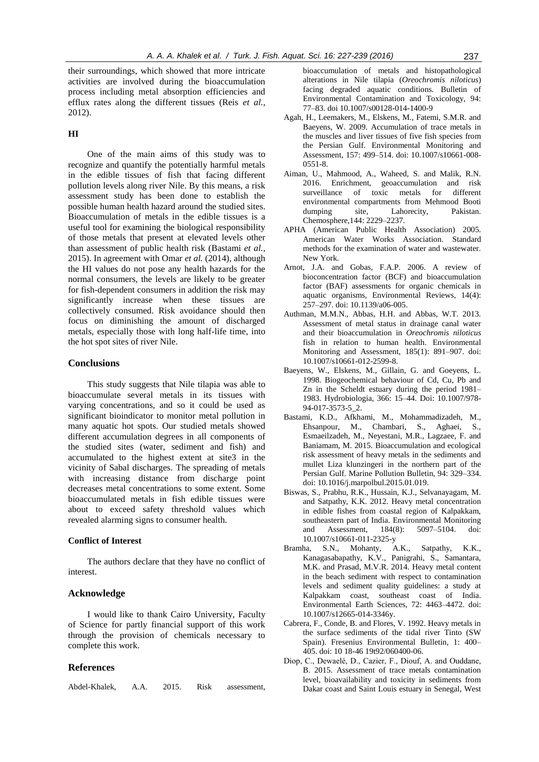their surroundings, which showed that more intricate activities are involved during the bioaccumulation process including metal absorption efficiencies and efflux rates along the different tissues (Reis *et al.,* 2012).

### HI

One of the main aims of this study was to recognize and quantify the potentially harmful metals in the edible tissues of fish that facing different pollution levels along river Nile. By this means, a risk assessment study has been done to establish the possible human health hazard around the studied sites. Bioaccumulation of metals in the edible tissues is a useful tool for examining the biological responsibility of those metals that present at elevated levels other than assessment of public health risk (Bastami *et al.,* 2015). In agreement with Omar *et al.* (2014), although the HI values do not pose any health hazards for the normal consumers, the levels are likely to be greater for fish-dependent consumers in addition the risk may significantly increase when these tissues are collectively consumed. Risk avoidance should then focus on diminishing the amount of discharged metals, especially those with long half-life time, into the hot spot sites of river Nile.

## Conclusions

This study suggests that Nile tilapia was able to bioaccumulate several metals in its tissues with varying concentrations, and so it could be used as significant bioindicator to monitor metal pollution in many aquatic hot spots. Our studied metals showed different accumulation degrees in all components of the studied sites (water, sediment and fish) and accumulated to the highest extent at site3 in the vicinity of Sabal discharges. The spreading of metals with increasing distance from discharge point decreases metal concentrations to some extent. Some bioaccumulated metals in fish edible tissues were about to exceed safety threshold values which revealed alarming signs to consumer health.

### Conflict of Interest

The authors declare that they have no conflict of interest.

## Acknowledge

I would like to thank Cairo University, Faculty of Science for partly financial support of this work through the provision of chemicals necessary to complete this work.

## References

Abdel-Khalek, A.A. 2015. Risk assessment, bioaccumulation of metals and histopathological alterations in Nile tilapia (*Oreochromis niloticus*) facing degraded aquatic conditions. Bulletin of Environmental Contamination and Toxicology, 94: 77–83. doi 10.1007/s00128-014-1400-9

Agah, H., Leemakers, M., Elskens, M., Fatemi, S.M.R. and Baeyens, W. 2009. Accumulation of trace metals in the muscles and liver tissues of five fish species from the Persian Gulf. Environmental Monitoring and Assessment, 157: 499–514. doi: 10.1007/s10661-008-0551-8.

Aiman, U., Mahmood, A., Waheed, S. and Malik, R.N. 2016. Enrichment, geoaccumulation and risk surveillance of toxic metals for different environmental compartments from Mehmood Booti dumping site, Lahorecity, Pakistan. Chemosphere,144: 2229–2237.

APHA (American Public Health Association) 2005. American Water Works Association. Standard methods for the examination of water and wastewater. New York.

Arnot, J.A. and Gobas, F.A.P. 2006. A review of bioconcentration factor (BCF) and bioaccumulation factor (BAF) assessments for organic chemicals in aquatic organisms, Environmental Reviews, 14(4): 257–297. doi: 10.1139/a06-005.

Authman, M.M.N., Abbas, H.H. and Abbas, W.T. 2013. Assessment of metal status in drainage canal water and their bioaccumulation in *Oreochromis niloticus* fish in relation to human health. Environmental Monitoring and Assessment, 185(1): 891–907. doi: 10.1007/s10661-012-2599-8.

Baeyens, W., Elskens, M., Gillain, G. and Goeyens, L. 1998. Biogeochemical behaviour of Cd, Cu, Pb and Zn in the Scheldt estuary during the period 1981–1983. Hydrobiologia, 366: 15–44. Doi: 10.1007/978-94-017-3573-5_2.

Bastami, K.D., Afkhami, M., Mohammadizadeh, M., Ehsanpour, M., Chambari, S., Aghaei, S., Esmaeilzadeh, M., Neyestani, M.R., Lagzaee, F. and Baniamam, M. 2015. Bioaccumulation and ecological risk assessment of heavy metals in the sediments and mullet Liza klunzingeri in the northern part of the Persian Gulf. Marine Pollution Bulletin, 94: 329–334. doi: 10.1016/j.marpolbul.2015.01.019.

Biswas, S., Prabhu, R.K., Hussain, K.J., Selvanayagam, M. and Satpathy, K.K. 2012. Heavy metal concentration in edible fishes from coastal region of Kalpakkam, southeastern part of India. Environmental Monitoring and Assessment, 184(8): 5097–5104. doi: 10.1007/s10661-011-2325-y

Bramha, S.N., Mohanty, A.K., Satpathy, K.K., Kanagasabapathy, K.V., Panigrahi, S., Samantara, M.K. and Prasad, M.V.R. 2014. Heavy metal content in the beach sediment with respect to contamination levels and sediment quality guidelines: a study at Kalpakkam coast, southeast coast of India. Environmental Earth Sciences, 72: 4463–4472. doi: 10.1007/s12665-014-3346y.

Cabrera, F., Conde, B. and Flores, V. 1992. Heavy metals in the surface sediments of the tidal river Tinto (SW Spain). Fresenius Environmental Bulletin, 1: 400–405. doi: 10 18-46 19t92/060400-06.

Diop, C., Dewaelé, D., Cazier, F., Diouf, A. and Ouddane, B. 2015. Assessment of trace metals contamination level, bioavailability and toxicity in sediments from Dakar coast and Saint Louis estuary in Senegal, West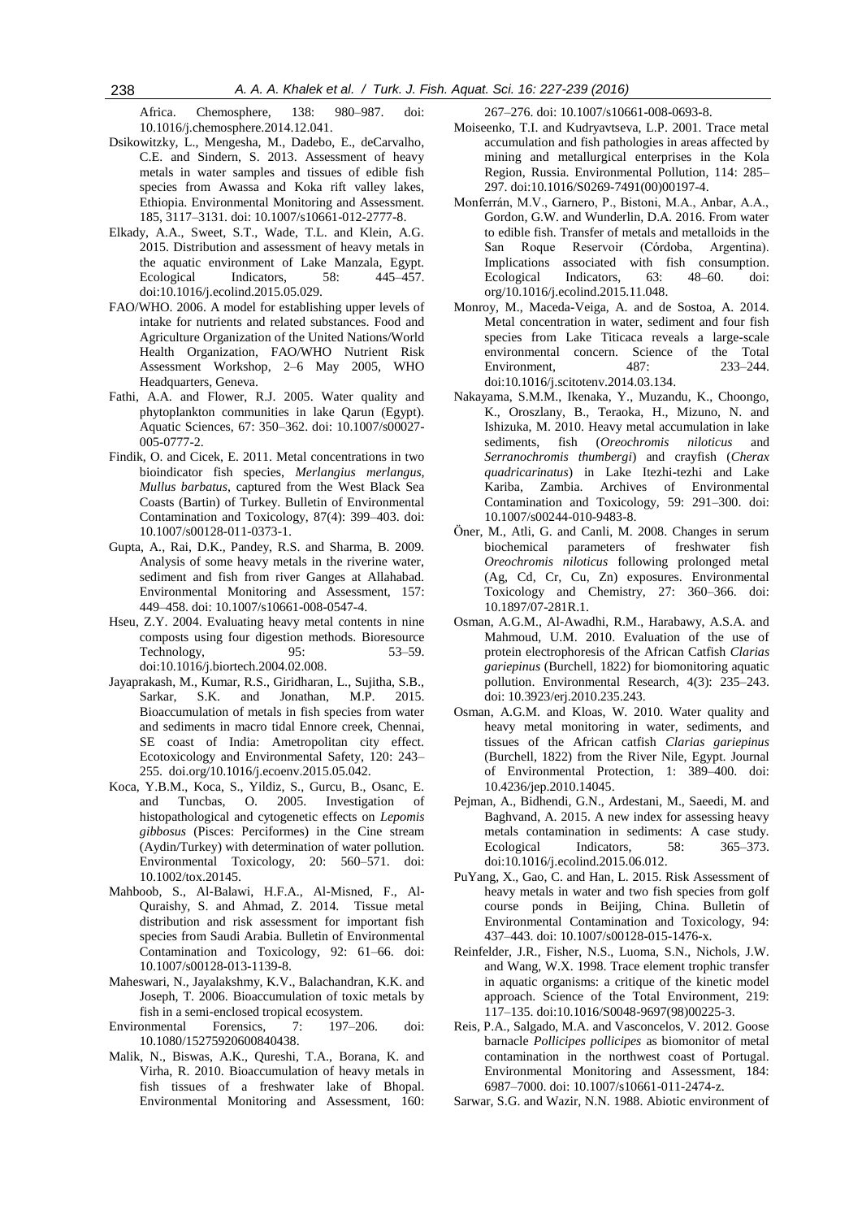Africa. Chemosphere, 138: 980–987. doi: 10.1016/j.chemosphere.2014.12.041.

Dsikowitzky, L., Mengesha, M., Dadebo, E., deCarvalho, C.E. and Sindern, S. 2013. Assessment of heavy metals in water samples and tissues of edible fish species from Awassa and Koka rift valley lakes, Ethiopia. Environmental Monitoring and Assessment. 185, 3117–3131. doi: 10.1007/s10661-012-2777-8.

Elkady, A.A., Sweet, S.T., Wade, T.L. and Klein, A.G. 2015. Distribution and assessment of heavy metals in the aquatic environment of Lake Manzala, Egypt. Ecological Indicators, 58: 445–457. doi:10.1016/j.ecolind.2015.05.029.

FAO/WHO. 2006. A model for establishing upper levels of intake for nutrients and related substances. Food and Agriculture Organization of the United Nations/World Health Organization, FAO/WHO Nutrient Risk Assessment Workshop, 2–6 May 2005, WHO Headquarters, Geneva.

Fathi, A.A. and Flower, R.J. 2005. Water quality and phytoplankton communities in lake Qarun (Egypt). Aquatic Sciences, 67: 350–362. doi: 10.1007/s00027-005-0777-2.

Findik, O. and Cicek, E. 2011. Metal concentrations in two bioindicator fish species, *Merlangius merlangus*, *Mullus barbatus*, captured from the West Black Sea Coasts (Bartin) of Turkey. Bulletin of Environmental Contamination and Toxicology, 87(4): 399–403. doi: 10.1007/s00128-011-0373-1.

Gupta, A., Rai, D.K., Pandey, R.S. and Sharma, B. 2009. Analysis of some heavy metals in the riverine water, sediment and fish from river Ganges at Allahabad. Environmental Monitoring and Assessment, 157: 449–458. doi: 10.1007/s10661-008-0547-4.

Hseu, Z.Y. 2004. Evaluating heavy metal contents in nine composts using four digestion methods. Bioresource Technology, 95: 53–59. doi:10.1016/j.biortech.2004.02.008.

Jayaprakash, M., Kumar, R.S., Giridharan, L., Sujitha, S.B., Sarkar, S.K. and Jonathan, M.P. 2015. Bioaccumulation of metals in fish species from water and sediments in macro tidal Ennore creek, Chennai, SE coast of India: Ametropolitan city effect. Ecotoxicology and Environmental Safety, 120: 243–255. doi.org/10.1016/j.ecoenv.2015.05.042.

Koca, Y.B.M., Koca, S., Yildiz, S., Gurcu, B., Osanc, E. and Tuncbas, O. 2005. Investigation of histopathological and cytogenetic effects on *Lepomis gibbosus* (Pisces: Perciformes) in the Cine stream (Aydin/Turkey) with determination of water pollution. Environmental Toxicology, 20: 560–571. doi: 10.1002/tox.20145.

Mahboob, S., Al-Balawi, H.F.A., Al-Misned, F., Al-Quraishy, S. and Ahmad, Z. 2014. Tissue metal distribution and risk assessment for important fish species from Saudi Arabia. Bulletin of Environmental Contamination and Toxicology, 92: 61–66. doi: 10.1007/s00128-013-1139-8.

Maheswari, N., Jayalakshmy, K.V., Balachandran, K.K. and Joseph, T. 2006. Bioaccumulation of toxic metals by fish in a semi-enclosed tropical ecosystem. Environmental Forensics, 7: 197–206. doi: 10.1080/15275920600840438.

Malik, N., Biswas, A.K., Qureshi, T.A., Borana, K. and Virha, R. 2010. Bioaccumulation of heavy metals in fish tissues of a freshwater lake of Bhopal. Environmental Monitoring and Assessment, 160: 267–276. doi: 10.1007/s10661-008-0693-8.

Moiseenko, T.I. and Kudryavtseva, L.P. 2001. Trace metal accumulation and fish pathologies in areas affected by mining and metallurgical enterprises in the Kola Region, Russia. Environmental Pollution, 114: 285–297. doi:10.1016/S0269-7491(00)00197-4.

Monferrán, M.V., Garnero, P., Bistoni, M.A., Anbar, A.A., Gordon, G.W. and Wunderlin, D.A. 2016. From water to edible fish. Transfer of metals and metalloids in the San Roque Reservoir (Córdoba, Argentina). Implications associated with fish consumption. Ecological Indicators, 63: 48–60. doi: org/10.1016/j.ecolind.2015.11.048.

Monroy, M., Maceda-Veiga, A. and de Sostoa, A. 2014. Metal concentration in water, sediment and four fish species from Lake Titicaca reveals a large-scale environmental concern. Science of the Total Environment, 487: 233–244. doi:10.1016/j.scitotenv.2014.03.134.

Nakayama, S.M.M., Ikenaka, Y., Muzandu, K., Choongo, K., Oroszlany, B., Teraoka, H., Mizuno, N. and Ishizuka, M. 2010. Heavy metal accumulation in lake sediments, fish (*Oreochromis niloticus* and *Serranochromis thumbergi*) and crayfish (*Cherax quadricarinatus*) in Lake Itezhi-tezhi and Lake Kariba, Zambia. Archives of Environmental Contamination and Toxicology, 59: 291–300. doi: 10.1007/s00244-010-9483-8.

Öner, M., Atli, G. and Canli, M. 2008. Changes in serum biochemical parameters of freshwater fish *Oreochromis niloticus* following prolonged metal (Ag, Cd, Cr, Cu, Zn) exposures. Environmental Toxicology and Chemistry, 27: 360–366. doi: 10.1897/07-281R.1.

Osman, A.G.M., Al-Awadhi, R.M., Harabawy, A.S.A. and Mahmoud, U.M. 2010. Evaluation of the use of protein electrophoresis of the African Catfish *Clarias gariepinus* (Burchell, 1822) for biomonitoring aquatic pollution. Environmental Research, 4(3): 235–243. doi: 10.3923/erj.2010.235.243.

Osman, A.G.M. and Kloas, W. 2010. Water quality and heavy metal monitoring in water, sediments, and tissues of the African catfish *Clarias gariepinus* (Burchell, 1822) from the River Nile, Egypt. Journal of Environmental Protection, 1: 389–400. doi: 10.4236/jep.2010.14045.

Pejman, A., Bidhendi, G.N., Ardestani, M., Saeedi, M. and Baghvand, A. 2015. A new index for assessing heavy metals contamination in sediments: A case study. Ecological Indicators, 58: 365–373. doi:10.1016/j.ecolind.2015.06.012.

PuYang, X., Gao, C. and Han, L. 2015. Risk Assessment of heavy metals in water and two fish species from golf course ponds in Beijing, China. Bulletin of Environmental Contamination and Toxicology, 94: 437–443. doi: 10.1007/s00128-015-1476-x.

Reinfelder, J.R., Fisher, N.S., Luoma, S.N., Nichols, J.W. and Wang, W.X. 1998. Trace element trophic transfer in aquatic organisms: a critique of the kinetic model approach. Science of the Total Environment, 219: 117–135. doi:10.1016/S0048-9697(98)00225-3.

Reis, P.A., Salgado, M.A. and Vasconcelos, V. 2012. Goose barnacle *Pollicipes pollicipes* as biomonitor of metal contamination in the northwest coast of Portugal. Environmental Monitoring and Assessment, 184: 6987–7000. doi: 10.1007/s10661-011-2474-z.

Sarwar, S.G. and Wazir, N.N. 1988. Abiotic environment of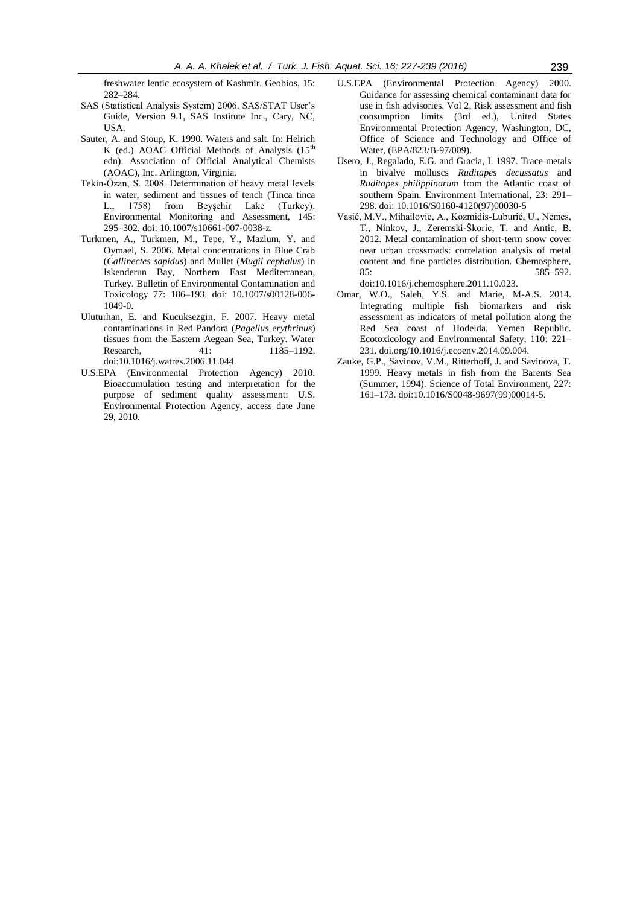freshwater lentic ecosystem of Kashmir. Geobios, 15: 282–284.

SAS (Statistical Analysis System) 2006. SAS/STAT User's Guide, Version 9.1, SAS Institute Inc., Cary, NC, USA.

Sauter, A. and Stoup, K. 1990. Waters and salt. In: Helrich K (ed.) AOAC Official Methods of Analysis (15th edn). Association of Official Analytical Chemists (AOAC), Inc. Arlington, Virginia.

Tekin-Özan, S. 2008. Determination of heavy metal levels in water, sediment and tissues of tench (Tinca tinca L., 1758) from Beyşehir Lake (Turkey). Environmental Monitoring and Assessment, 145: 295–302. doi: 10.1007/s10661-007-0038-z.

Turkmen, A., Turkmen, M., Tepe, Y., Mazlum, Y. and Oymael, S. 2006. Metal concentrations in Blue Crab (*Callinectes sapidus*) and Mullet (*Mugil cephalus*) in Iskenderun Bay, Northern East Mediterranean, Turkey. Bulletin of Environmental Contamination and Toxicology 77: 186–193. doi: 10.1007/s00128-006-1049-0.

Uluturhan, E. and Kucuksezgin, F. 2007. Heavy metal contaminations in Red Pandora (*Pagellus erythrinus*) tissues from the Eastern Aegean Sea, Turkey. Water Research, 41: 1185–1192. doi:10.1016/j.watres.2006.11.044.

U.S.EPA (Environmental Protection Agency) 2010. Bioaccumulation testing and interpretation for the purpose of sediment quality assessment: U.S. Environmental Protection Agency, access date June 29, 2010.

U.S.EPA (Environmental Protection Agency) 2000. Guidance for assessing chemical contaminant data for use in fish advisories. Vol 2, Risk assessment and fish consumption limits (3rd ed.), United States Environmental Protection Agency, Washington, DC, Office of Science and Technology and Office of Water, (EPA/823/B-97/009).

Usero, J., Regalado, E.G. and Gracia, I. 1997. Trace metals in bivalve molluscs *Ruditapes decussatus* and *Ruditapes philippinarum* from the Atlantic coast of southern Spain. Environment International, 23: 291–298. doi: 10.1016/S0160-4120(97)00030-5

Vasić, M.V., Mihailovic, A., Kozmidis-Lubirić, U., Nemes, T., Ninkov, J., Zeremski-Škoric, T. and Antic, B. 2012. Metal contamination of short-term snow cover near urban crossroads: correlation analysis of metal content and fine particles distribution. Chemosphere, 85: 585–592. doi:10.1016/j.chemosphere.2011.10.023.

Omar, W.O., Saleh, Y.S. and Marie, M-A.S. 2014. Integrating multiple fish biomarkers and risk assessment as indicators of metal pollution along the Red Sea coast of Hodeida, Yemen Republic. Ecotoxicology and Environmental Safety, 110: 221–231. doi.org/10.1016/j.ecoenv.2014.09.004.

Zauke, G.P., Savinov, V.M., Ritterhoff, J. and Savinova, T. 1999. Heavy metals in fish from the Barents Sea (Summer, 1994). Science of Total Environment, 227: 161–173. doi:10.1016/S0048-9697(99)00014-5.